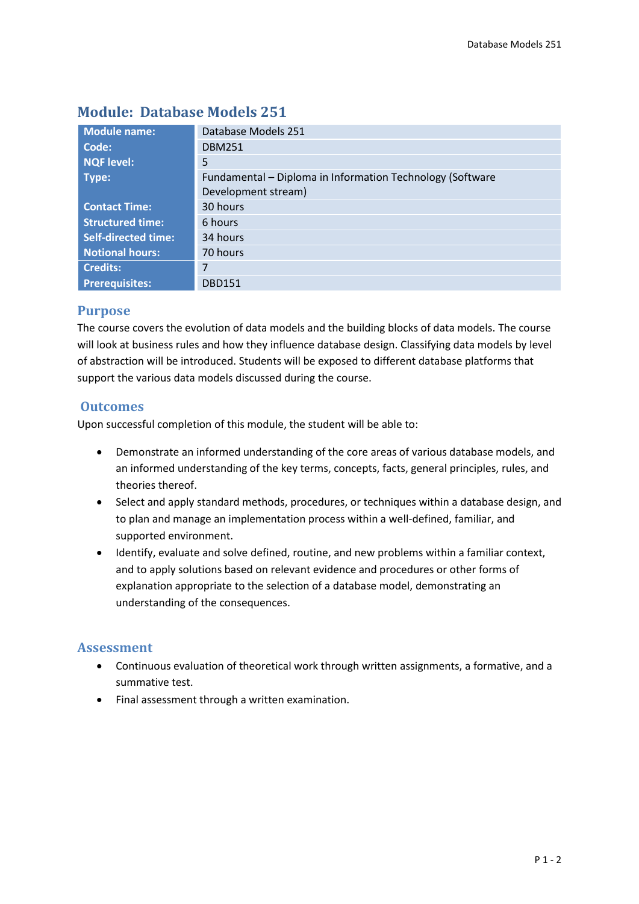# Module: Database Models 251

| Module name: | Database Models 251 |
|---|---|
| Code: | DBM251 |
| NQF level: | 5 |
| Type: | Fundamental – Diploma in Information Technology (Software Development stream) |
| Contact Time: | 30 hours |
| Structured time: | 6 hours |
| Self-directed time: | 34 hours |
| Notional hours: | 70 hours |
| Credits: | 7 |
| Prerequisites: | DBD151 |

## Purpose

The course covers the evolution of data models and the building blocks of data models. The course will look at business rules and how they influence database design. Classifying data models by level of abstraction will be introduced. Students will be exposed to different database platforms that support the various data models discussed during the course.

## Outcomes

Upon successful completion of this module, the student will be able to:

- Demonstrate an informed understanding of the core areas of various database models, and an informed understanding of the key terms, concepts, facts, general principles, rules, and theories thereof.
- Select and apply standard methods, procedures, or techniques within a database design, and to plan and manage an implementation process within a well-defined, familiar, and supported environment.
- Identify, evaluate and solve defined, routine, and new problems within a familiar context, and to apply solutions based on relevant evidence and procedures or other forms of explanation appropriate to the selection of a database model, demonstrating an understanding of the consequences.

## Assessment

- Continuous evaluation of theoretical work through written assignments, a formative, and a summative test.
- Final assessment through a written examination.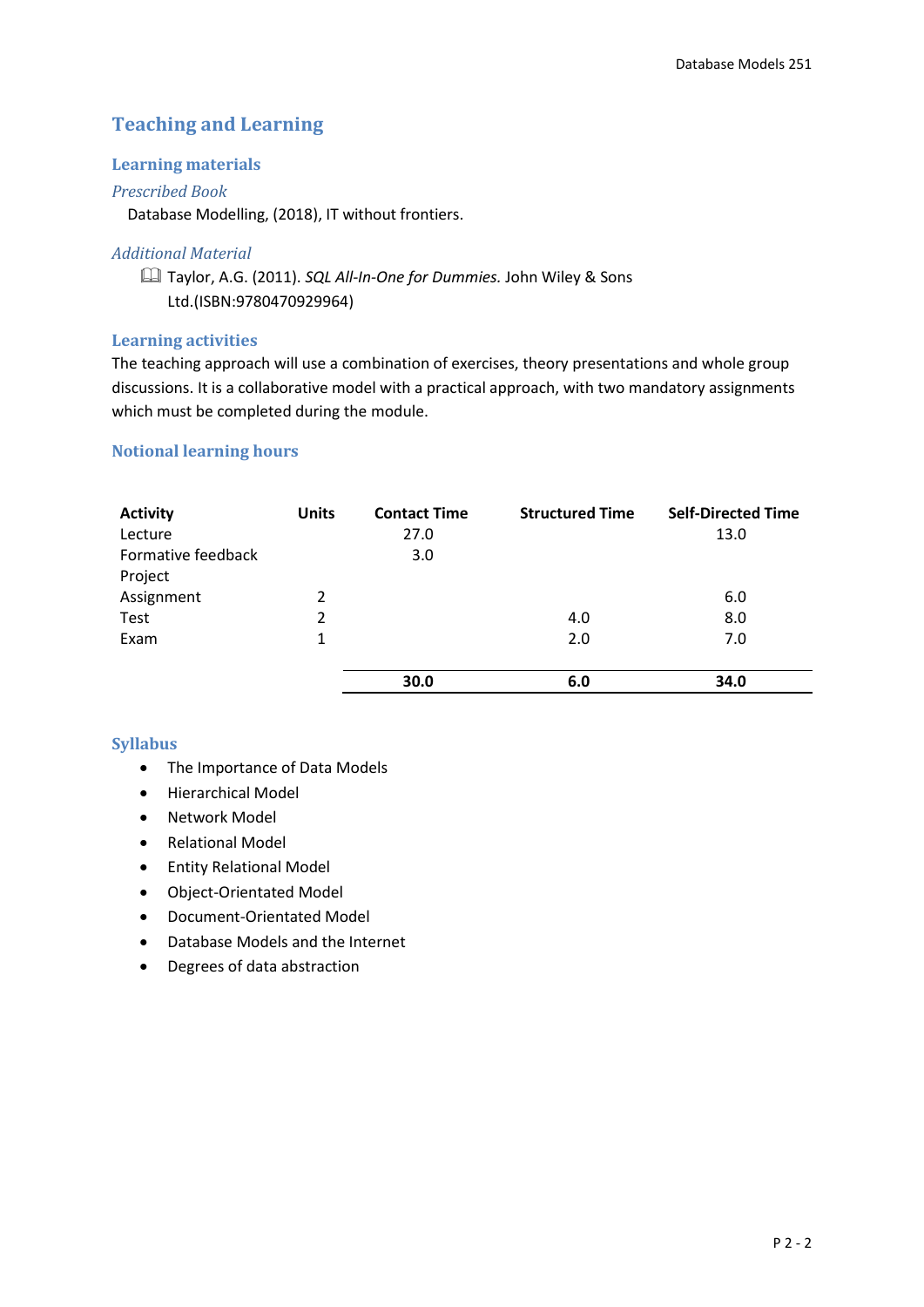# Teaching and Learning

## Learning materials

### *Prescribed Book*

Database Modelling, (2018), IT without frontiers.

### *Additional Material*

📖 Taylor, A.G. (2011). *SQL All-In-One for Dummies.* John Wiley & Sons Ltd.(ISBN:9780470929964)

## Learning activities

The teaching approach will use a combination of exercises, theory presentations and whole group discussions. It is a collaborative model with a practical approach, with two mandatory assignments which must be completed during the module.

## Notional learning hours

| Activity | Units | Contact Time | Structured Time | Self-Directed Time |
|---|---|---|---|---|
| Lecture | | 27.0 | | 13.0 |
| Formative feedback | | 3.0 | | |
| Project | | | | |
| Assignment | 2 | | | 6.0 |
| Test | 2 | | 4.0 | 8.0 |
| Exam | 1 | | 2.0 | 7.0 |
| | | **30.0** | **6.0** | **34.0** |

## Syllabus

- The Importance of Data Models
- Hierarchical Model
- Network Model
- Relational Model
- Entity Relational Model
- Object-Orientated Model
- Document-Orientated Model
- Database Models and the Internet
- Degrees of data abstraction